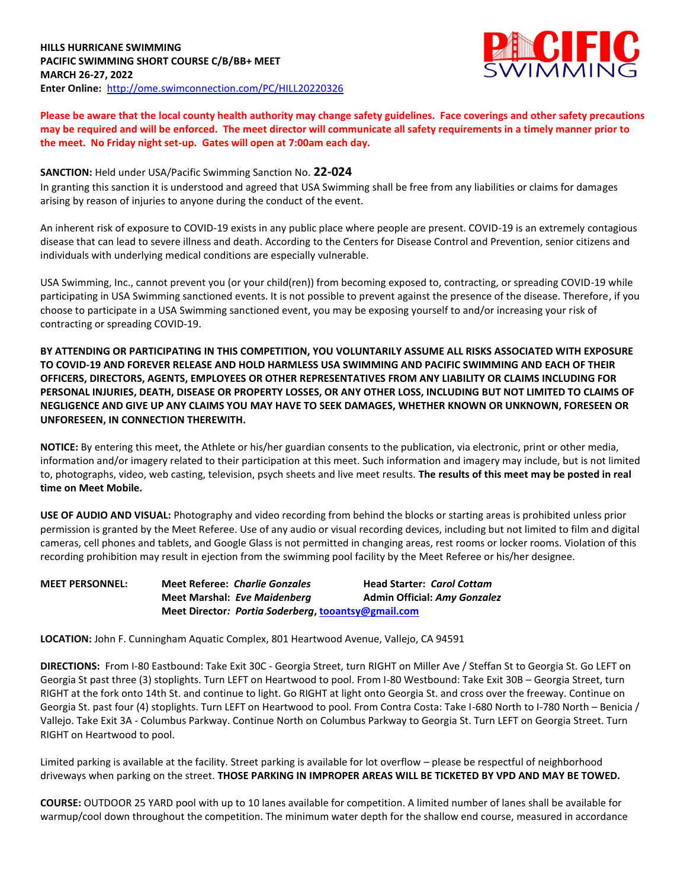**HILLS HURRICANE SWIMMING**
**PACIFIC SWIMMING SHORT COURSE C/B/BB+ MEET**
**MARCH 26-27, 2022**
**Enter Online:** http://ome.swimconnection.com/PC/HILL20220326

PACIFIC SWIMMING

**Please be aware that the local county health authority may change safety guidelines. Face coverings and other safety precautions may be required and will be enforced. The meet director will communicate all safety requirements in a timely manner prior to the meet. No Friday night set-up. Gates will open at 7:00am each day.**

**SANCTION:** Held under USA/Pacific Swimming Sanction No. **22-024**
In granting this sanction it is understood and agreed that USA Swimming shall be free from any liabilities or claims for damages arising by reason of injuries to anyone during the conduct of the event.

An inherent risk of exposure to COVID-19 exists in any public place where people are present. COVID-19 is an extremely contagious disease that can lead to severe illness and death. According to the Centers for Disease Control and Prevention, senior citizens and individuals with underlying medical conditions are especially vulnerable.

USA Swimming, Inc., cannot prevent you (or your child(ren)) from becoming exposed to, contracting, or spreading COVID-19 while participating in USA Swimming sanctioned events. It is not possible to prevent against the presence of the disease. Therefore, if you choose to participate in a USA Swimming sanctioned event, you may be exposing yourself to and/or increasing your risk of contracting or spreading COVID-19.

**BY ATTENDING OR PARTICIPATING IN THIS COMPETITION, YOU VOLUNTARILY ASSUME ALL RISKS ASSOCIATED WITH EXPOSURE TO COVID-19 AND FOREVER RELEASE AND HOLD HARMLESS USA SWIMMING AND PACIFIC SWIMMING AND EACH OF THEIR OFFICERS, DIRECTORS, AGENTS, EMPLOYEES OR OTHER REPRESENTATIVES FROM ANY LIABILITY OR CLAIMS INCLUDING FOR PERSONAL INJURIES, DEATH, DISEASE OR PROPERTY LOSSES, OR ANY OTHER LOSS, INCLUDING BUT NOT LIMITED TO CLAIMS OF NEGLIGENCE AND GIVE UP ANY CLAIMS YOU MAY HAVE TO SEEK DAMAGES, WHETHER KNOWN OR UNKNOWN, FORESEEN OR UNFORESEEN, IN CONNECTION THEREWITH.**

**NOTICE:** By entering this meet, the Athlete or his/her guardian consents to the publication, via electronic, print or other media, information and/or imagery related to their participation at this meet. Such information and imagery may include, but is not limited to, photographs, video, web casting, television, psych sheets and live meet results. **The results of this meet may be posted in real time on Meet Mobile.**

**USE OF AUDIO AND VISUAL:** Photography and video recording from behind the blocks or starting areas is prohibited unless prior permission is granted by the Meet Referee. Use of any audio or visual recording devices, including but not limited to film and digital cameras, cell phones and tablets, and Google Glass is not permitted in changing areas, rest rooms or locker rooms. Violation of this recording prohibition may result in ejection from the swimming pool facility by the Meet Referee or his/her designee.

**MEET PERSONNEL:**
**Meet Referee:** *Charlie Gonzales* — **Head Starter:** *Carol Cottam*
**Meet Marshal:** *Eve Maidenberg* — **Admin Official:** *Amy Gonzalez*
**Meet Director:** *Portia Soderberg*, **tooantsy@gmail.com**

**LOCATION:** John F. Cunningham Aquatic Complex, 801 Heartwood Avenue, Vallejo, CA 94591

**DIRECTIONS:** From I-80 Eastbound: Take Exit 30C - Georgia Street, turn RIGHT on Miller Ave / Steffan St to Georgia St. Go LEFT on Georgia St past three (3) stoplights. Turn LEFT on Heartwood to pool. From I-80 Westbound: Take Exit 30B – Georgia Street, turn RIGHT at the fork onto 14th St. and continue to light. Go RIGHT at light onto Georgia St. and cross over the freeway. Continue on Georgia St. past four (4) stoplights. Turn LEFT on Heartwood to pool. From Contra Costa: Take I-680 North to I-780 North – Benicia / Vallejo. Take Exit 3A - Columbus Parkway. Continue North on Columbus Parkway to Georgia St. Turn LEFT on Georgia Street. Turn RIGHT on Heartwood to pool.

Limited parking is available at the facility. Street parking is available for lot overflow – please be respectful of neighborhood driveways when parking on the street. **THOSE PARKING IN IMPROPER AREAS WILL BE TICKETED BY VPD AND MAY BE TOWED.**

**COURSE:** OUTDOOR 25 YARD pool with up to 10 lanes available for competition. A limited number of lanes shall be available for warmup/cool down throughout the competition. The minimum water depth for the shallow end course, measured in accordance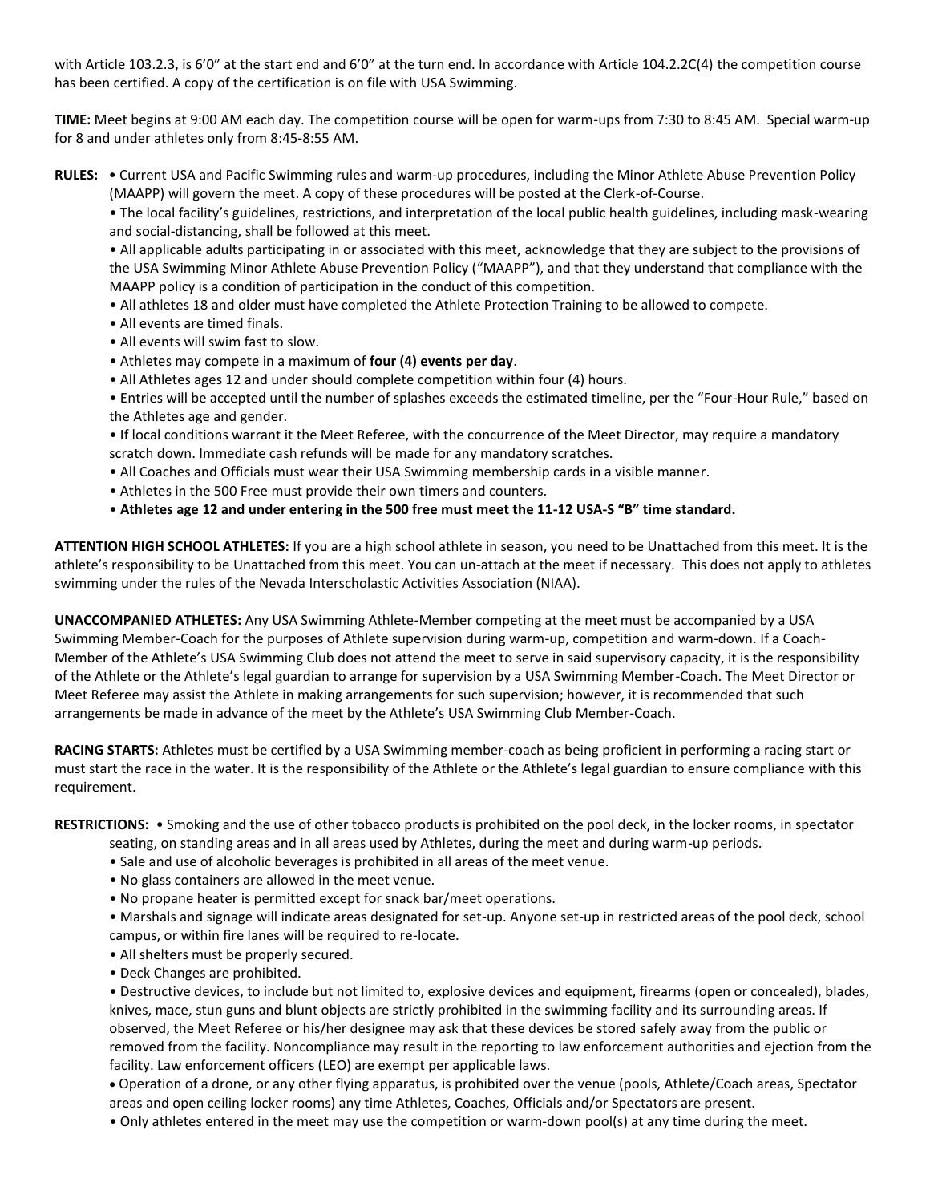with Article 103.2.3, is 6'0" at the start end and 6'0" at the turn end. In accordance with Article 104.2.2C(4) the competition course has been certified. A copy of the certification is on file with USA Swimming.

**TIME:** Meet begins at 9:00 AM each day. The competition course will be open for warm-ups from 7:30 to 8:45 AM. Special warm-up for 8 and under athletes only from 8:45-8:55 AM.

**RULES:**

- Current USA and Pacific Swimming rules and warm-up procedures, including the Minor Athlete Abuse Prevention Policy (MAAPP) will govern the meet. A copy of these procedures will be posted at the Clerk-of-Course.
- The local facility's guidelines, restrictions, and interpretation of the local public health guidelines, including mask-wearing and social-distancing, shall be followed at this meet.
- All applicable adults participating in or associated with this meet, acknowledge that they are subject to the provisions of the USA Swimming Minor Athlete Abuse Prevention Policy ("MAAPP"), and that they understand that compliance with the MAAPP policy is a condition of participation in the conduct of this competition.
- All athletes 18 and older must have completed the Athlete Protection Training to be allowed to compete.
- All events are timed finals.
- All events will swim fast to slow.
- Athletes may compete in a maximum of **four (4) events per day**.
- All Athletes ages 12 and under should complete competition within four (4) hours.
- Entries will be accepted until the number of splashes exceeds the estimated timeline, per the "Four-Hour Rule," based on the Athletes age and gender.
- If local conditions warrant it the Meet Referee, with the concurrence of the Meet Director, may require a mandatory scratch down. Immediate cash refunds will be made for any mandatory scratches.
- All Coaches and Officials must wear their USA Swimming membership cards in a visible manner.
- Athletes in the 500 Free must provide their own timers and counters.
- **Athletes age 12 and under entering in the 500 free must meet the 11-12 USA-S "B" time standard.**

**ATTENTION HIGH SCHOOL ATHLETES:** If you are a high school athlete in season, you need to be Unattached from this meet. It is the athlete's responsibility to be Unattached from this meet. You can un-attach at the meet if necessary. This does not apply to athletes swimming under the rules of the Nevada Interscholastic Activities Association (NIAA).

**UNACCOMPANIED ATHLETES:** Any USA Swimming Athlete-Member competing at the meet must be accompanied by a USA Swimming Member-Coach for the purposes of Athlete supervision during warm-up, competition and warm-down. If a Coach-Member of the Athlete's USA Swimming Club does not attend the meet to serve in said supervisory capacity, it is the responsibility of the Athlete or the Athlete's legal guardian to arrange for supervision by a USA Swimming Member-Coach. The Meet Director or Meet Referee may assist the Athlete in making arrangements for such supervision; however, it is recommended that such arrangements be made in advance of the meet by the Athlete's USA Swimming Club Member-Coach.

**RACING STARTS:** Athletes must be certified by a USA Swimming member-coach as being proficient in performing a racing start or must start the race in the water. It is the responsibility of the Athlete or the Athlete's legal guardian to ensure compliance with this requirement.

**RESTRICTIONS:**

- Smoking and the use of other tobacco products is prohibited on the pool deck, in the locker rooms, in spectator seating, on standing areas and in all areas used by Athletes, during the meet and during warm-up periods.
- Sale and use of alcoholic beverages is prohibited in all areas of the meet venue.
- No glass containers are allowed in the meet venue.
- No propane heater is permitted except for snack bar/meet operations.
- Marshals and signage will indicate areas designated for set-up. Anyone set-up in restricted areas of the pool deck, school campus, or within fire lanes will be required to re-locate.
- All shelters must be properly secured.
- Deck Changes are prohibited.
- Destructive devices, to include but not limited to, explosive devices and equipment, firearms (open or concealed), blades, knives, mace, stun guns and blunt objects are strictly prohibited in the swimming facility and its surrounding areas. If observed, the Meet Referee or his/her designee may ask that these devices be stored safely away from the public or removed from the facility. Noncompliance may result in the reporting to law enforcement authorities and ejection from the facility. Law enforcement officers (LEO) are exempt per applicable laws.
- Operation of a drone, or any other flying apparatus, is prohibited over the venue (pools, Athlete/Coach areas, Spectator areas and open ceiling locker rooms) any time Athletes, Coaches, Officials and/or Spectators are present.
- Only athletes entered in the meet may use the competition or warm-down pool(s) at any time during the meet.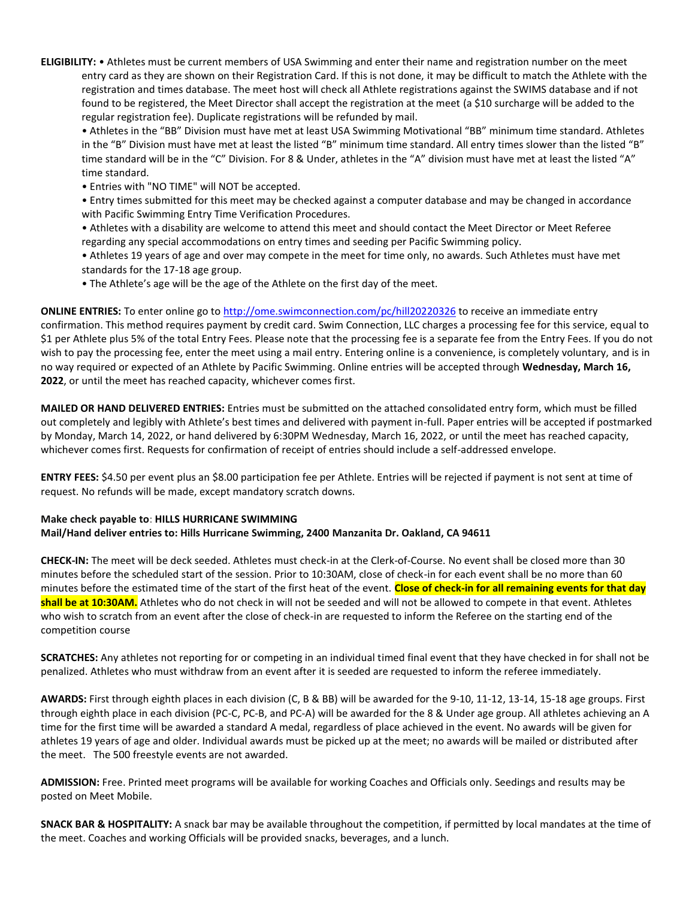**ELIGIBILITY:** • Athletes must be current members of USA Swimming and enter their name and registration number on the meet entry card as they are shown on their Registration Card. If this is not done, it may be difficult to match the Athlete with the registration and times database. The meet host will check all Athlete registrations against the SWIMS database and if not found to be registered, the Meet Director shall accept the registration at the meet (a $10 surcharge will be added to the regular registration fee). Duplicate registrations will be refunded by mail.

- Athletes in the "BB" Division must have met at least USA Swimming Motivational "BB" minimum time standard. Athletes in the "B" Division must have met at least the listed "B" minimum time standard. All entry times slower than the listed "B" time standard will be in the "C" Division. For 8 & Under, athletes in the "A" division must have met at least the listed "A" time standard.
- Entries with "NO TIME" will NOT be accepted.
- Entry times submitted for this meet may be checked against a computer database and may be changed in accordance with Pacific Swimming Entry Time Verification Procedures.
- Athletes with a disability are welcome to attend this meet and should contact the Meet Director or Meet Referee regarding any special accommodations on entry times and seeding per Pacific Swimming policy.
- Athletes 19 years of age and over may compete in the meet for time only, no awards. Such Athletes must have met standards for the 17-18 age group.
- The Athlete's age will be the age of the Athlete on the first day of the meet.

**ONLINE ENTRIES:** To enter online go to http://ome.swimconnection.com/pc/hill20220326 to receive an immediate entry confirmation. This method requires payment by credit card. Swim Connection, LLC charges a processing fee for this service, equal to $1 per Athlete plus 5% of the total Entry Fees. Please note that the processing fee is a separate fee from the Entry Fees. If you do not wish to pay the processing fee, enter the meet using a mail entry. Entering online is a convenience, is completely voluntary, and is in no way required or expected of an Athlete by Pacific Swimming. Online entries will be accepted through **Wednesday, March 16, 2022**, or until the meet has reached capacity, whichever comes first.

**MAILED OR HAND DELIVERED ENTRIES:** Entries must be submitted on the attached consolidated entry form, which must be filled out completely and legibly with Athlete's best times and delivered with payment in-full. Paper entries will be accepted if postmarked by Monday, March 14, 2022, or hand delivered by 6:30PM Wednesday, March 16, 2022, or until the meet has reached capacity, whichever comes first. Requests for confirmation of receipt of entries should include a self-addressed envelope.

**ENTRY FEES:** $4.50 per event plus an $8.00 participation fee per Athlete. Entries will be rejected if payment is not sent at time of request. No refunds will be made, except mandatory scratch downs.

**Make check payable to**: **HILLS HURRICANE SWIMMING**
**Mail/Hand deliver entries to: Hills Hurricane Swimming, 2400 Manzanita Dr. Oakland, CA 94611**

**CHECK-IN:** The meet will be deck seeded. Athletes must check-in at the Clerk-of-Course. No event shall be closed more than 30 minutes before the scheduled start of the session. Prior to 10:30AM, close of check-in for each event shall be no more than 60 minutes before the estimated time of the start of the first heat of the event. **Close of check-in for all remaining events for that day shall be at 10:30AM.** Athletes who do not check in will not be seeded and will not be allowed to compete in that event. Athletes who wish to scratch from an event after the close of check-in are requested to inform the Referee on the starting end of the competition course

**SCRATCHES:** Any athletes not reporting for or competing in an individual timed final event that they have checked in for shall not be penalized. Athletes who must withdraw from an event after it is seeded are requested to inform the referee immediately.

**AWARDS:** First through eighth places in each division (C, B & BB) will be awarded for the 9-10, 11-12, 13-14, 15-18 age groups. First through eighth place in each division (PC-C, PC-B, and PC-A) will be awarded for the 8 & Under age group. All athletes achieving an A time for the first time will be awarded a standard A medal, regardless of place achieved in the event. No awards will be given for athletes 19 years of age and older. Individual awards must be picked up at the meet; no awards will be mailed or distributed after the meet. The 500 freestyle events are not awarded.

**ADMISSION:** Free. Printed meet programs will be available for working Coaches and Officials only. Seedings and results may be posted on Meet Mobile.

**SNACK BAR & HOSPITALITY:** A snack bar may be available throughout the competition, if permitted by local mandates at the time of the meet. Coaches and working Officials will be provided snacks, beverages, and a lunch.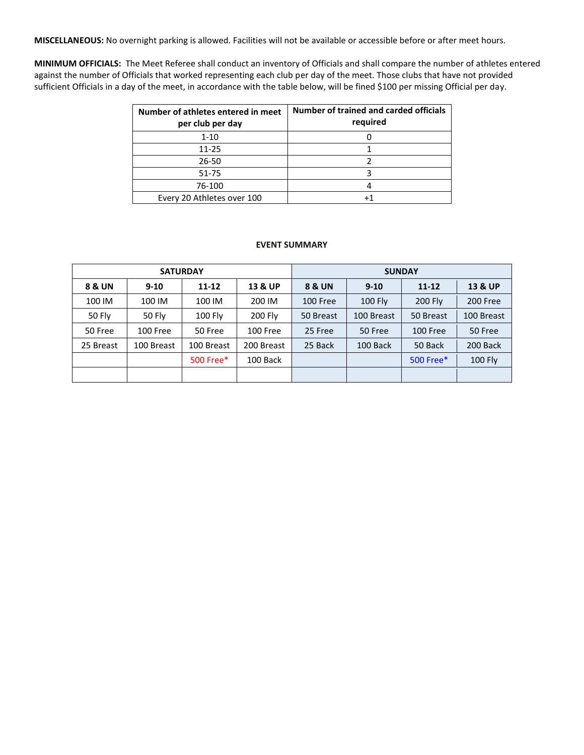**MISCELLANEOUS:** No overnight parking is allowed. Facilities will not be available or accessible before or after meet hours.

**MINIMUM OFFICIALS:** The Meet Referee shall conduct an inventory of Officials and shall compare the number of athletes entered against the number of Officials that worked representing each club per day of the meet. Those clubs that have not provided sufficient Officials in a day of the meet, in accordance with the table below, will be fined $100 per missing Official per day.

| Number of athletes entered in meet per club per day | Number of trained and carded officials required |
|---|---|
| 1-10 | 0 |
| 11-25 | 1 |
| 26-50 | 2 |
| 51-75 | 3 |
| 76-100 | 4 |
| Every 20 Athletes over 100 | +1 |

**EVENT SUMMARY**

| SATURDAY | | | | SUNDAY | | | |
|---|---|---|---|---|---|---|---|
| **8 & UN** | **9-10** | **11-12** | **13 & UP** | **8 & UN** | **9-10** | **11-12** | **13 & UP** |
| 100 IM | 100 IM | 100 IM | 200 IM | 100 Free | 100 Fly | 200 Fly | 200 Free |
| 50 Fly | 50 Fly | 100 Fly | 200 Fly | 50 Breast | 100 Breast | 50 Breast | 100 Breast |
| 50 Free | 100 Free | 50 Free | 100 Free | 25 Free | 50 Free | 100 Free | 50 Free |
| 25 Breast | 100 Breast | 100 Breast | 200 Breast | 25 Back | 100 Back | 50 Back | 200 Back |
| | | 500 Free* | 100 Back | | | 500 Free* | 100 Fly |
| | | | | | | | |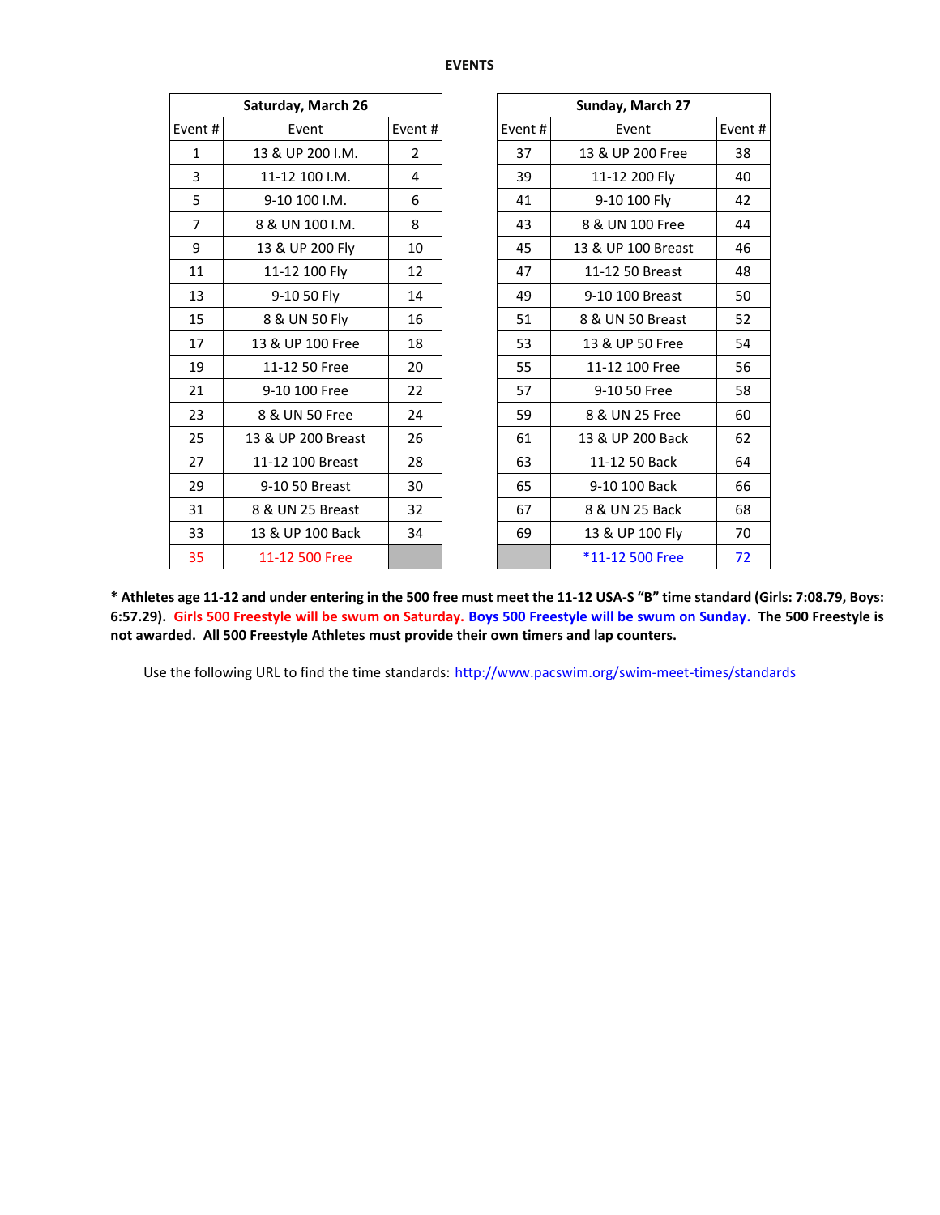## EVENTS

| Saturday, March 26 | | |
|---|---|---|
| Event # | Event | Event # |
| 1 | 13 & UP 200 I.M. | 2 |
| 3 | 11-12 100 I.M. | 4 |
| 5 | 9-10 100 I.M. | 6 |
| 7 | 8 & UN 100 I.M. | 8 |
| 9 | 13 & UP 200 Fly | 10 |
| 11 | 11-12 100 Fly | 12 |
| 13 | 9-10 50 Fly | 14 |
| 15 | 8 & UN 50 Fly | 16 |
| 17 | 13 & UP 100 Free | 18 |
| 19 | 11-12 50 Free | 20 |
| 21 | 9-10 100 Free | 22 |
| 23 | 8 & UN 50 Free | 24 |
| 25 | 13 & UP 200 Breast | 26 |
| 27 | 11-12 100 Breast | 28 |
| 29 | 9-10 50 Breast | 30 |
| 31 | 8 & UN 25 Breast | 32 |
| 33 | 13 & UP 100 Back | 34 |
| 35 | 11-12 500 Free | |

| Sunday, March 27 | | |
|---|---|---|
| Event # | Event | Event # |
| 37 | 13 & UP 200 Free | 38 |
| 39 | 11-12 200 Fly | 40 |
| 41 | 9-10 100 Fly | 42 |
| 43 | 8 & UN 100 Free | 44 |
| 45 | 13 & UP 100 Breast | 46 |
| 47 | 11-12 50 Breast | 48 |
| 49 | 9-10 100 Breast | 50 |
| 51 | 8 & UN 50 Breast | 52 |
| 53 | 13 & UP 50 Free | 54 |
| 55 | 11-12 100 Free | 56 |
| 57 | 9-10 50 Free | 58 |
| 59 | 8 & UN 25 Free | 60 |
| 61 | 13 & UP 200 Back | 62 |
| 63 | 11-12 50 Back | 64 |
| 65 | 9-10 100 Back | 66 |
| 67 | 8 & UN 25 Back | 68 |
| 69 | 13 & UP 100 Fly | 70 |
| | *11-12 500 Free | 72 |

**\* Athletes age 11-12 and under entering in the 500 free must meet the 11-12 USA-S "B" time standard (Girls: 7:08.79, Boys: 6:57.29). Girls 500 Freestyle will be swum on Saturday. Boys 500 Freestyle will be swum on Sunday. The 500 Freestyle is not awarded. All 500 Freestyle Athletes must provide their own timers and lap counters.**

Use the following URL to find the time standards: http://www.pacswim.org/swim-meet-times/standards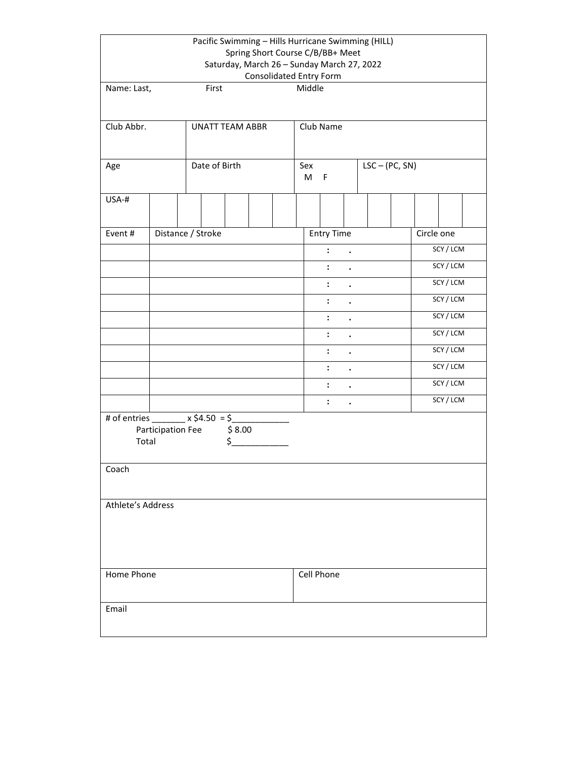Pacific Swimming – Hills Hurricane Swimming (HILL)
Spring Short Course C/B/BB+ Meet
Saturday, March 26 – Sunday March 27, 2022
Consolidated Entry Form

| Name: Last, | First | Middle |
|---|---|---|
| | | |

| Club Abbr. | UNATT TEAM ABBR | Club Name |
|---|---|---|
| | | |

| Age | Date of Birth | Sex M F | LSC – (PC, SN) |
|---|---|---|---|
| | | | |

| USA-# | | | | | | | | | | | | | | |
|---|---|---|---|---|---|---|---|---|---|---|---|---|---|---|

| Event # | Distance / Stroke | Entry Time | Circle one |
|---|---|---|---|
| | | : . | SCY / LCM |
| | | : . | SCY / LCM |
| | | : . | SCY / LCM |
| | | : . | SCY / LCM |
| | | : . | SCY / LCM |
| | | : . | SCY / LCM |
| | | : . | SCY / LCM |
| | | : . | SCY / LCM |
| | | : . | SCY / LCM |
| | | : . | SCY / LCM |

# of entries _______ x $4.50 = $____________
Participation Fee $ 8.00
Total $____________

Coach

Athlete's Address

| Home Phone | Cell Phone |
|---|---|
| | |

Email